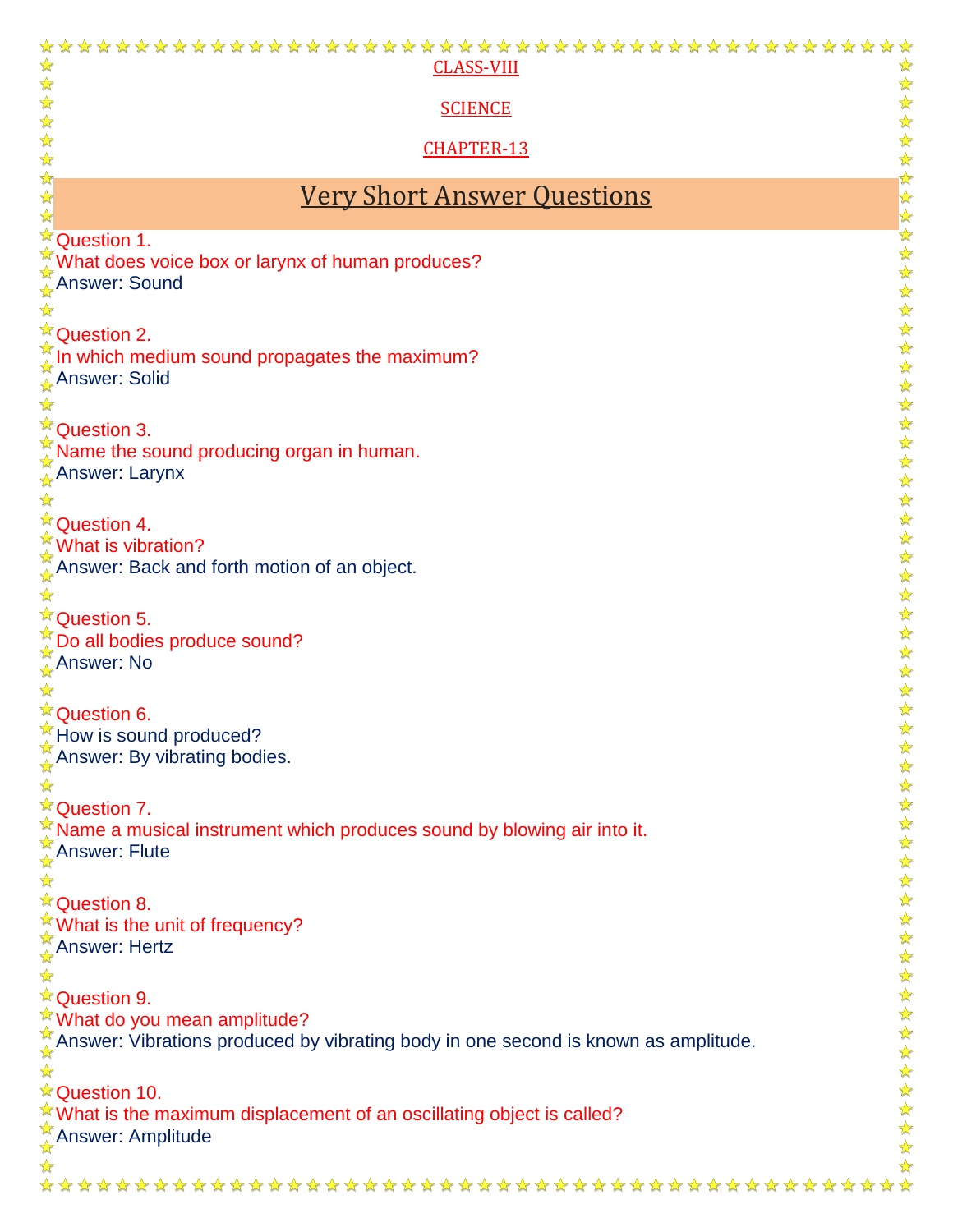CLASS-VIII

SCIENCE

CHAPTER-13

## Very Short Answer Questions

Question 1.
What does voice box or larynx of human produces?
Answer: Sound

Question 2.
In which medium sound propagates the maximum?
Answer: Solid

Question 3.
Name the sound producing organ in human.
Answer: Larynx

Question 4.
What is vibration?
Answer: Back and forth motion of an object.

Question 5.
Do all bodies produce sound?
Answer: No

Question 6.
How is sound produced?
Answer: By vibrating bodies.

Question 7.
Name a musical instrument which produces sound by blowing air into it.
Answer: Flute

Question 8.
What is the unit of frequency?
Answer: Hertz

Question 9.
What do you mean amplitude?
Answer: Vibrations produced by vibrating body in one second is known as amplitude.

Question 10.
What is the maximum displacement of an oscillating object is called?
Answer: Amplitude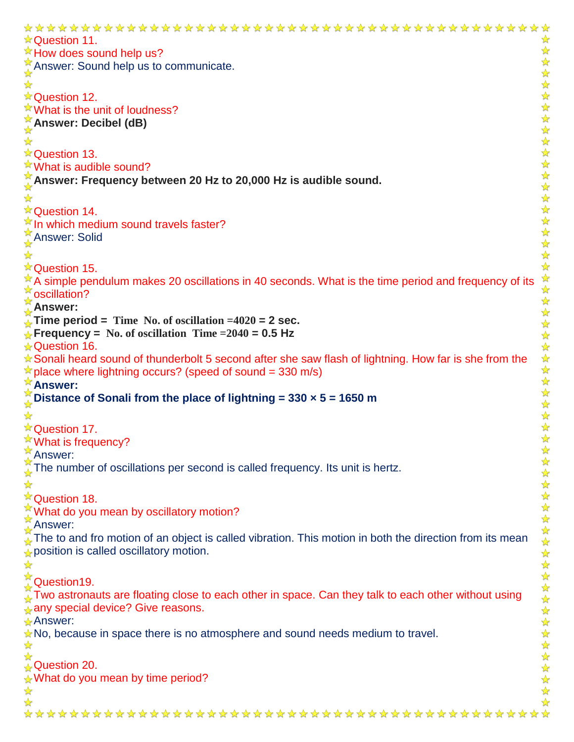Question 11.

How does sound help us?

Answer: Sound help us to communicate.

Question 12.

What is the unit of loudness?

**Answer: Decibel (dB)**

Question 13.

What is audible sound?

**Answer: Frequency between 20 Hz to 20,000 Hz is audible sound.**

Question 14.

In which medium sound travels faster?

Answer: Solid

Question 15.

A simple pendulum makes 20 oscillations in 40 seconds. What is the time period and frequency of its oscillation?

**Answer:**

**Time period =** $\frac{\text{Time}}{\text{No. of oscillation}} = \frac{40}{20}$ **= 2 sec.**

**Frequency =** $\frac{\text{No. of oscillation}}{\text{Time}} = \frac{20}{40}$ **= 0.5 Hz**

Question 16.

Sonali heard sound of thunderbolt 5 second after she saw flash of lightning. How far is she from the place where lightning occurs? (speed of sound = 330 m/s)

**Answer:**

**Distance of Sonali from the place of lightning = 330 × 5 = 1650 m**

Question 17.

What is frequency?

Answer:

The number of oscillations per second is called frequency. Its unit is hertz.

Question 18.

What do you mean by oscillatory motion?

Answer:

The to and fro motion of an object is called vibration. This motion in both the direction from its mean position is called oscillatory motion.

Question19.

Two astronauts are floating close to each other in space. Can they talk to each other without using any special device? Give reasons.

Answer:

No, because in space there is no atmosphere and sound needs medium to travel.

Question 20.

What do you mean by time period?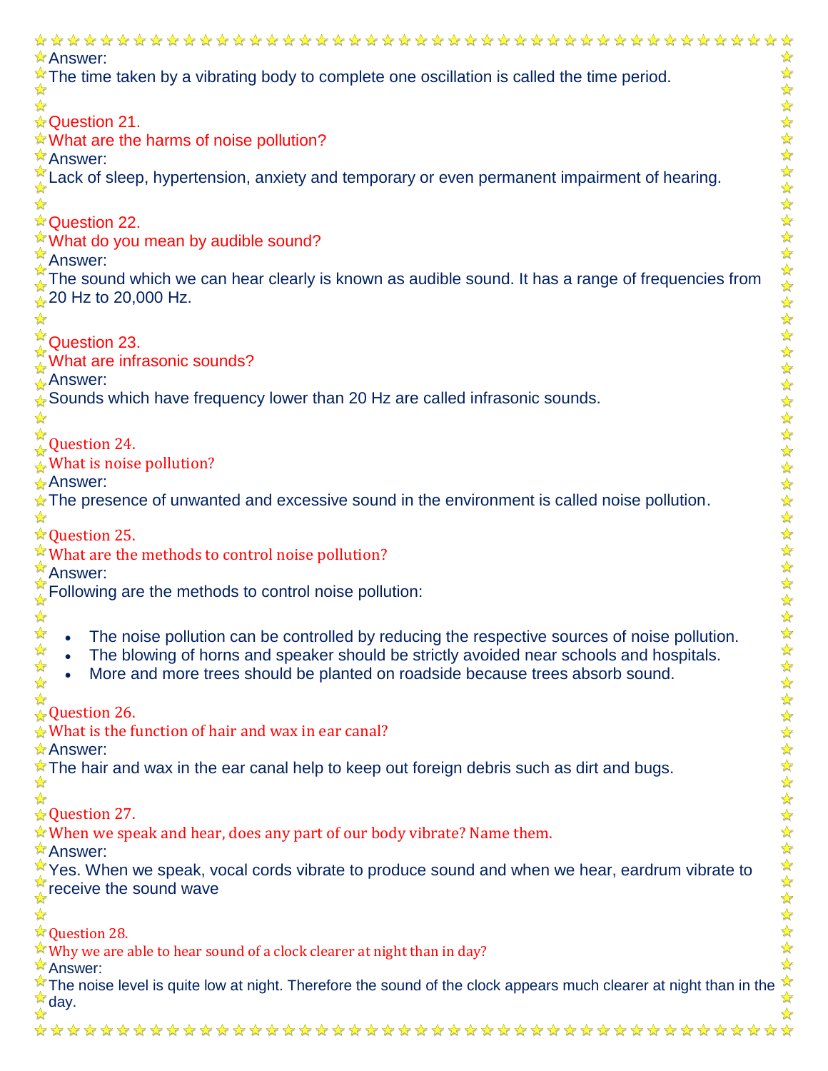Answer:
The time taken by a vibrating body to complete one oscillation is called the time period.

Question 21.
What are the harms of noise pollution?
Answer:
Lack of sleep, hypertension, anxiety and temporary or even permanent impairment of hearing.

Question 22.
What do you mean by audible sound?
Answer:
The sound which we can hear clearly is known as audible sound. It has a range of frequencies from 20 Hz to 20,000 Hz.

Question 23.
What are infrasonic sounds?
Answer:
Sounds which have frequency lower than 20 Hz are called infrasonic sounds.

Question 24.
What is noise pollution?
Answer:
The presence of unwanted and excessive sound in the environment is called noise pollution.

Question 25.
What are the methods to control noise pollution?
Answer:
Following are the methods to control noise pollution:

- The noise pollution can be controlled by reducing the respective sources of noise pollution.
- The blowing of horns and speaker should be strictly avoided near schools and hospitals.
- More and more trees should be planted on roadside because trees absorb sound.

Question 26.
What is the function of hair and wax in ear canal?
Answer:
The hair and wax in the ear canal help to keep out foreign debris such as dirt and bugs.

Question 27.
When we speak and hear, does any part of our body vibrate? Name them.
Answer:
Yes. When we speak, vocal cords vibrate to produce sound and when we hear, eardrum vibrate to receive the sound wave

Question 28.
Why we are able to hear sound of a clock clearer at night than in day?
Answer:
The noise level is quite low at night. Therefore the sound of the clock appears much clearer at night than in the day.